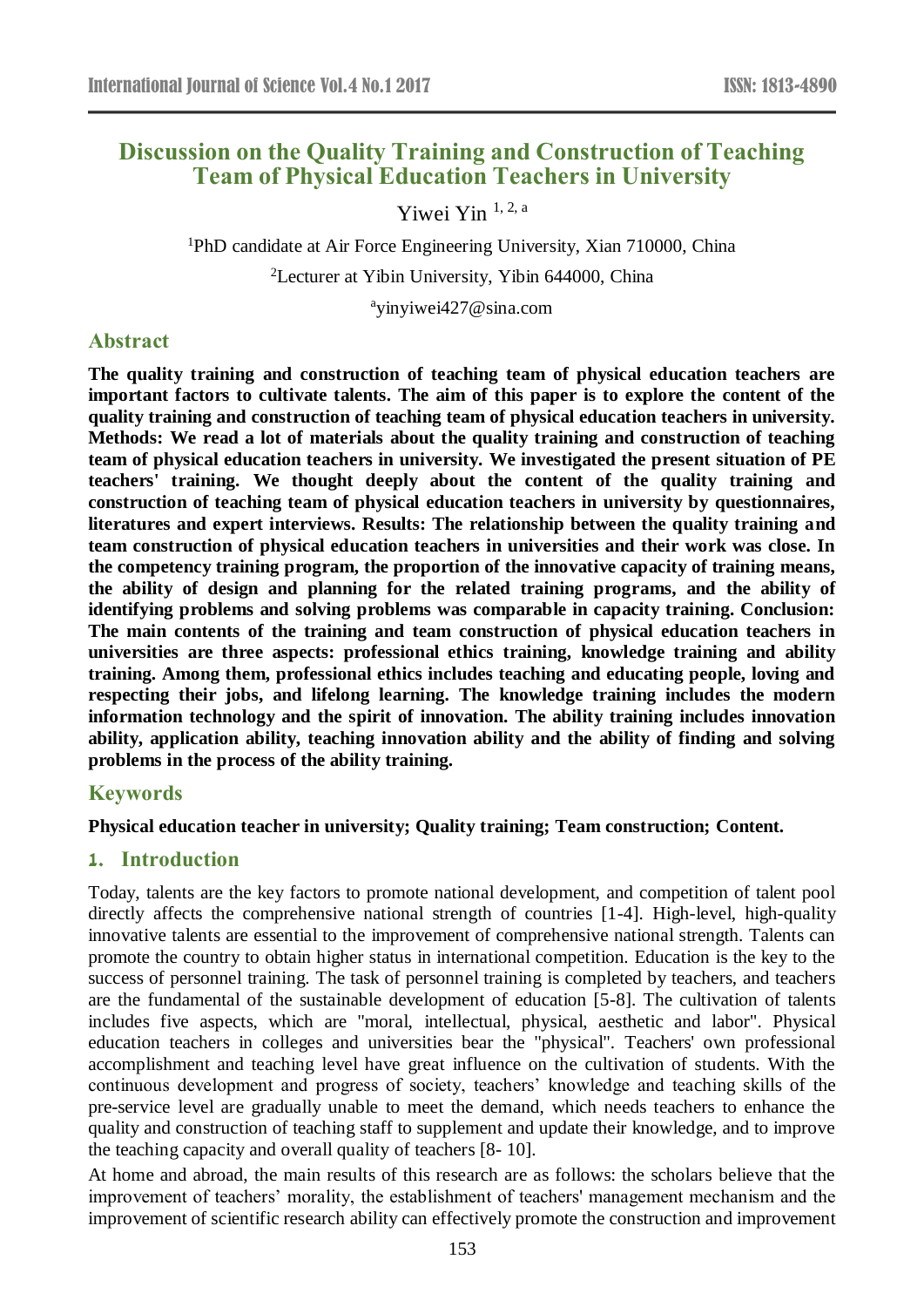# Discussion on the Quality Training and Construction of Teaching Team of Physical Education Teachers in University

Yiwei Yin [1, 2, a]

[1]PhD candidate at Air Force Engineering University, Xian 710000, China

[2]Lecturer at Yibin University, Yibin 644000, China

[a]yinyiwei427@sina.com

## Abstract

**The quality training and construction of teaching team of physical education teachers are important factors to cultivate talents. The aim of this paper is to explore the content of the quality training and construction of teaching team of physical education teachers in university. Methods: We read a lot of materials about the quality training and construction of teaching team of physical education teachers in university. We investigated the present situation of PE teachers' training. We thought deeply about the content of the quality training and construction of teaching team of physical education teachers in university by questionnaires, literatures and expert interviews. Results: The relationship between the quality training and team construction of physical education teachers in universities and their work was close. In the competency training program, the proportion of the innovative capacity of training means, the ability of design and planning for the related training programs, and the ability of identifying problems and solving problems was comparable in capacity training. Conclusion: The main contents of the training and team construction of physical education teachers in universities are three aspects: professional ethics training, knowledge training and ability training. Among them, professional ethics includes teaching and educating people, loving and respecting their jobs, and lifelong learning. The knowledge training includes the modern information technology and the spirit of innovation. The ability training includes innovation ability, application ability, teaching innovation ability and the ability of finding and solving problems in the process of the ability training.**

## Keywords

**Physical education teacher in university; Quality training; Team construction; Content.**

## 1. Introduction

Today, talents are the key factors to promote national development, and competition of talent pool directly affects the comprehensive national strength of countries [1-4]. High-level, high-quality innovative talents are essential to the improvement of comprehensive national strength. Talents can promote the country to obtain higher status in international competition. Education is the key to the success of personnel training. The task of personnel training is completed by teachers, and teachers are the fundamental of the sustainable development of education [5-8]. The cultivation of talents includes five aspects, which are "moral, intellectual, physical, aesthetic and labor". Physical education teachers in colleges and universities bear the "physical". Teachers' own professional accomplishment and teaching level have great influence on the cultivation of students. With the continuous development and progress of society, teachers' knowledge and teaching skills of the pre-service level are gradually unable to meet the demand, which needs teachers to enhance the quality and construction of teaching staff to supplement and update their knowledge, and to improve the teaching capacity and overall quality of teachers [8- 10].

At home and abroad, the main results of this research are as follows: the scholars believe that the improvement of teachers' morality, the establishment of teachers' management mechanism and the improvement of scientific research ability can effectively promote the construction and improvement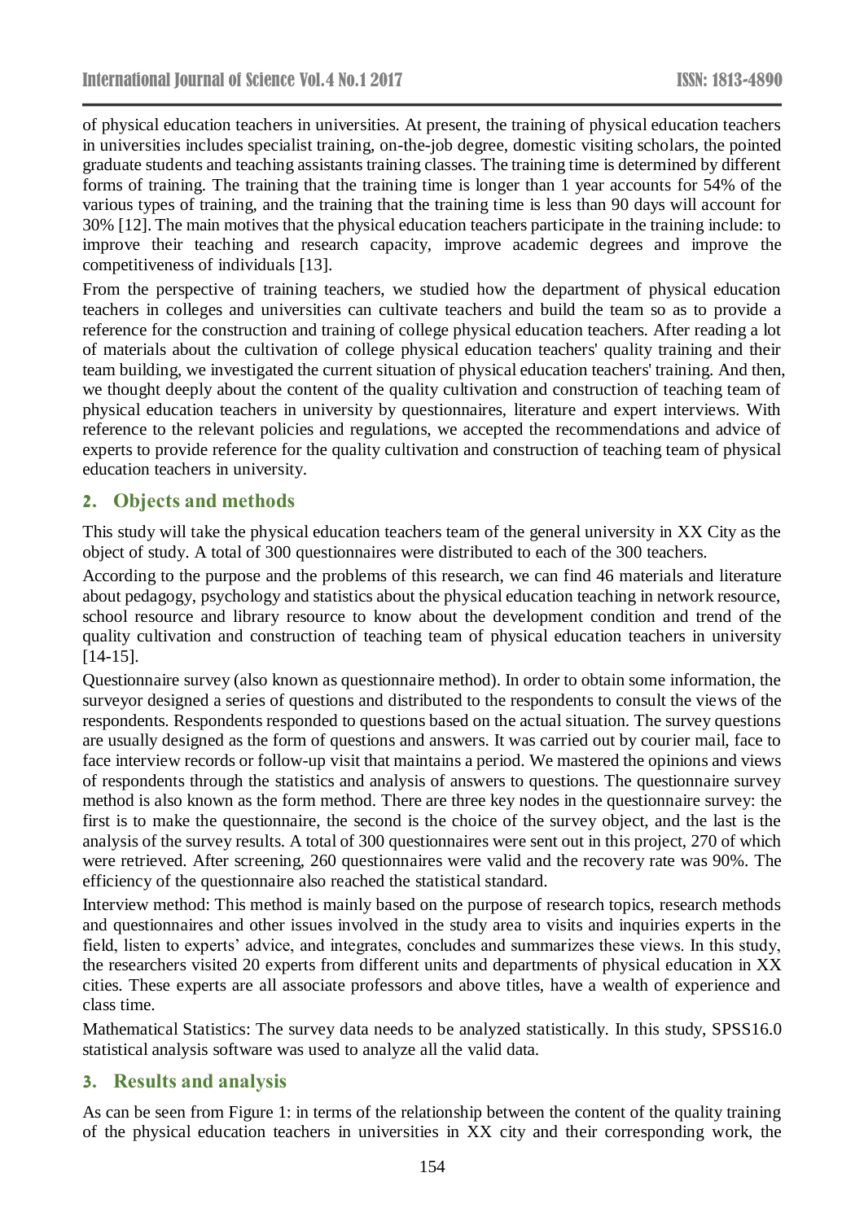of physical education teachers in universities. At present, the training of physical education teachers in universities includes specialist training, on-the-job degree, domestic visiting scholars, the pointed graduate students and teaching assistants training classes. The training time is determined by different forms of training. The training that the training time is longer than 1 year accounts for 54% of the various types of training, and the training that the training time is less than 90 days will account for 30% [12]. The main motives that the physical education teachers participate in the training include: to improve their teaching and research capacity, improve academic degrees and improve the competitiveness of individuals [13].

From the perspective of training teachers, we studied how the department of physical education teachers in colleges and universities can cultivate teachers and build the team so as to provide a reference for the construction and training of college physical education teachers. After reading a lot of materials about the cultivation of college physical education teachers' quality training and their team building, we investigated the current situation of physical education teachers' training. And then, we thought deeply about the content of the quality cultivation and construction of teaching team of physical education teachers in university by questionnaires, literature and expert interviews. With reference to the relevant policies and regulations, we accepted the recommendations and advice of experts to provide reference for the quality cultivation and construction of teaching team of physical education teachers in university.

## 2. Objects and methods

This study will take the physical education teachers team of the general university in XX City as the object of study. A total of 300 questionnaires were distributed to each of the 300 teachers.

According to the purpose and the problems of this research, we can find 46 materials and literature about pedagogy, psychology and statistics about the physical education teaching in network resource, school resource and library resource to know about the development condition and trend of the quality cultivation and construction of teaching team of physical education teachers in university [14-15].

Questionnaire survey (also known as questionnaire method). In order to obtain some information, the surveyor designed a series of questions and distributed to the respondents to consult the views of the respondents. Respondents responded to questions based on the actual situation. The survey questions are usually designed as the form of questions and answers. It was carried out by courier mail, face to face interview records or follow-up visit that maintains a period. We mastered the opinions and views of respondents through the statistics and analysis of answers to questions. The questionnaire survey method is also known as the form method. There are three key nodes in the questionnaire survey: the first is to make the questionnaire, the second is the choice of the survey object, and the last is the analysis of the survey results. A total of 300 questionnaires were sent out in this project, 270 of which were retrieved. After screening, 260 questionnaires were valid and the recovery rate was 90%. The efficiency of the questionnaire also reached the statistical standard.

Interview method: This method is mainly based on the purpose of research topics, research methods and questionnaires and other issues involved in the study area to visits and inquiries experts in the field, listen to experts' advice, and integrates, concludes and summarizes these views. In this study, the researchers visited 20 experts from different units and departments of physical education in XX cities. These experts are all associate professors and above titles, have a wealth of experience and class time.

Mathematical Statistics: The survey data needs to be analyzed statistically. In this study, SPSS16.0 statistical analysis software was used to analyze all the valid data.

## 3. Results and analysis

As can be seen from Figure 1: in terms of the relationship between the content of the quality training of the physical education teachers in universities in XX city and their corresponding work, the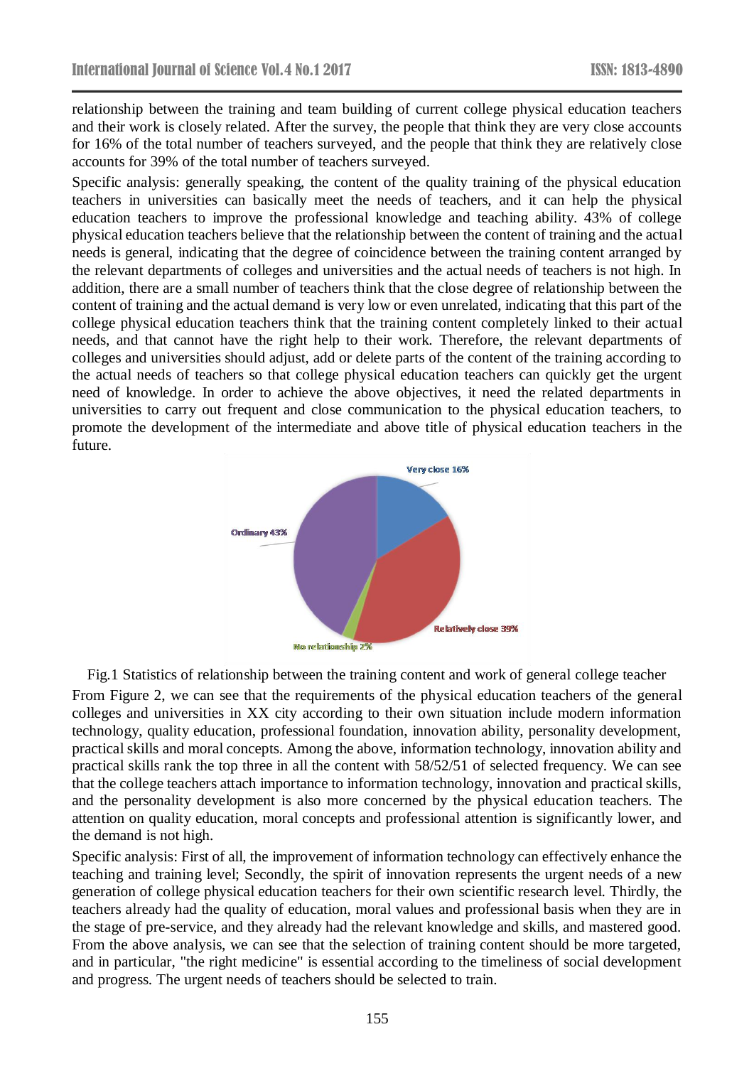relationship between the training and team building of current college physical education teachers and their work is closely related. After the survey, the people that think they are very close accounts for 16% of the total number of teachers surveyed, and the people that think they are relatively close accounts for 39% of the total number of teachers surveyed.

Specific analysis: generally speaking, the content of the quality training of the physical education teachers in universities can basically meet the needs of teachers, and it can help the physical education teachers to improve the professional knowledge and teaching ability. 43% of college physical education teachers believe that the relationship between the content of training and the actual needs is general, indicating that the degree of coincidence between the training content arranged by the relevant departments of colleges and universities and the actual needs of teachers is not high. In addition, there are a small number of teachers think that the close degree of relationship between the content of training and the actual demand is very low or even unrelated, indicating that this part of the college physical education teachers think that the training content completely linked to their actual needs, and that cannot have the right help to their work. Therefore, the relevant departments of colleges and universities should adjust, add or delete parts of the content of the training according to the actual needs of teachers so that college physical education teachers can quickly get the urgent need of knowledge. In order to achieve the above objectives, it need the related departments in universities to carry out frequent and close communication to the physical education teachers, to promote the development of the intermediate and above title of physical education teachers in the future.

Very close 16%

Ordinary 43%

Relatively close 39%

No relationship 2%

Fig.1 Statistics of relationship between the training content and work of general college teacher

From Figure 2, we can see that the requirements of the physical education teachers of the general colleges and universities in XX city according to their own situation include modern information technology, quality education, professional foundation, innovation ability, personality development, practical skills and moral concepts. Among the above, information technology, innovation ability and practical skills rank the top three in all the content with 58/52/51 of selected frequency. We can see that the college teachers attach importance to information technology, innovation and practical skills, and the personality development is also more concerned by the physical education teachers. The attention on quality education, moral concepts and professional attention is significantly lower, and the demand is not high.

Specific analysis: First of all, the improvement of information technology can effectively enhance the teaching and training level; Secondly, the spirit of innovation represents the urgent needs of a new generation of college physical education teachers for their own scientific research level. Thirdly, the teachers already had the quality of education, moral values and professional basis when they are in the stage of pre-service, and they already had the relevant knowledge and skills, and mastered good. From the above analysis, we can see that the selection of training content should be more targeted, and in particular, "the right medicine" is essential according to the timeliness of social development and progress. The urgent needs of teachers should be selected to train.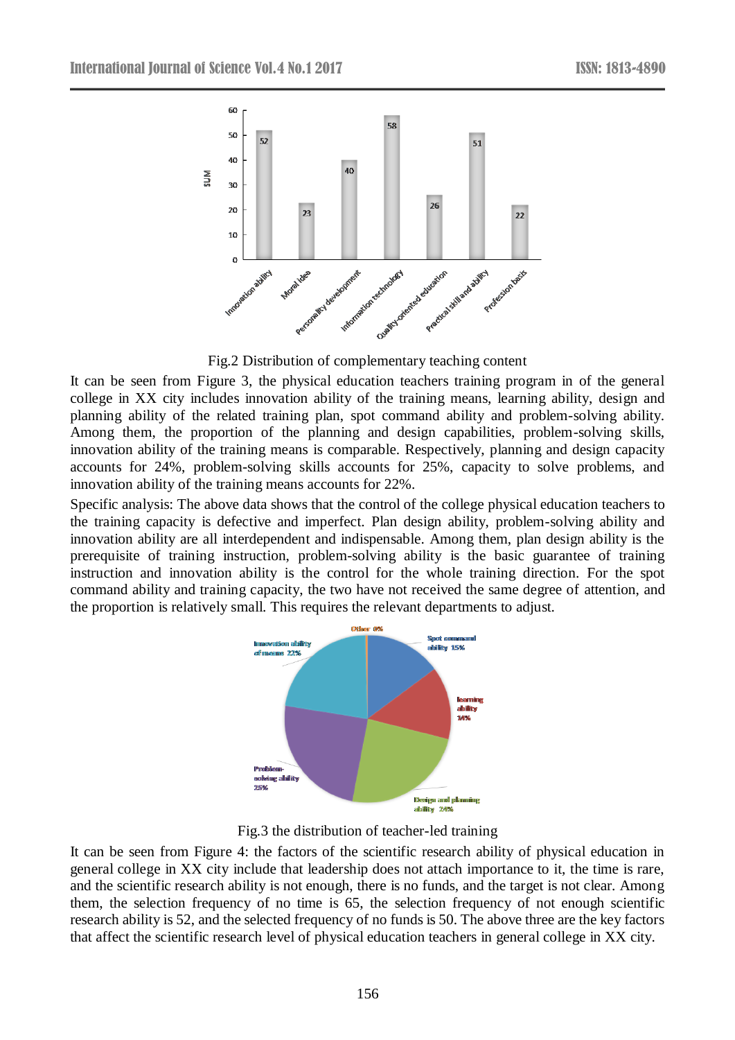Fig.2 Distribution of complementary teaching content

It can be seen from Figure 3, the physical education teachers training program in of the general college in XX city includes innovation ability of the training means, learning ability, design and planning ability of the related training plan, spot command ability and problem-solving ability. Among them, the proportion of the planning and design capabilities, problem-solving skills, innovation ability of the training means is comparable. Respectively, planning and design capacity accounts for 24%, problem-solving skills accounts for 25%, capacity to solve problems, and innovation ability of the training means accounts for 22%.

Specific analysis: The above data shows that the control of the college physical education teachers to the training capacity is defective and imperfect. Plan design ability, problem-solving ability and innovation ability are all interdependent and indispensable. Among them, plan design ability is the prerequisite of training instruction, problem-solving ability is the basic guarantee of training instruction and innovation ability is the control for the whole training direction. For the spot command ability and training capacity, the two have not received the same degree of attention, and the proportion is relatively small. This requires the relevant departments to adjust.

Fig.3 the distribution of teacher-led training

It can be seen from Figure 4: the factors of the scientific research ability of physical education in general college in XX city include that leadership does not attach importance to it, the time is rare, and the scientific research ability is not enough, there is no funds, and the target is not clear. Among them, the selection frequency of no time is 65, the selection frequency of not enough scientific research ability is 52, and the selected frequency of no funds is 50. The above three are the key factors that affect the scientific research level of physical education teachers in general college in XX city.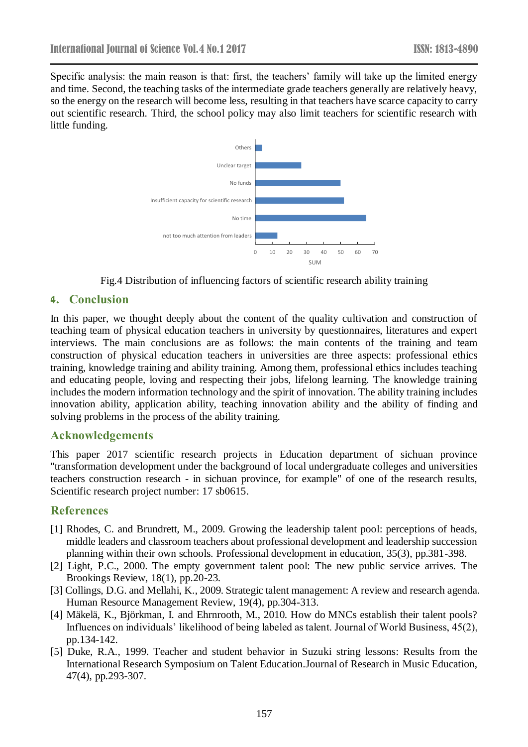Specific analysis: the main reason is that: first, the teachers' family will take up the limited energy and time. Second, the teaching tasks of the intermediate grade teachers generally are relatively heavy, so the energy on the research will become less, resulting in that teachers have scarce capacity to carry out scientific research. Third, the school policy may also limit teachers for scientific research with little funding.

Fig.4 Distribution of influencing factors of scientific research ability training

## 4. Conclusion

In this paper, we thought deeply about the content of the quality cultivation and construction of teaching team of physical education teachers in university by questionnaires, literatures and expert interviews. The main conclusions are as follows: the main contents of the training and team construction of physical education teachers in universities are three aspects: professional ethics training, knowledge training and ability training. Among them, professional ethics includes teaching and educating people, loving and respecting their jobs, lifelong learning. The knowledge training includes the modern information technology and the spirit of innovation. The ability training includes innovation ability, application ability, teaching innovation ability and the ability of finding and solving problems in the process of the ability training.

## Acknowledgements

This paper 2017 scientific research projects in Education department of sichuan province "transformation development under the background of local undergraduate colleges and universities teachers construction research - in sichuan province, for example" of one of the research results, Scientific research project number: 17 sb0615.

## References

[1] Rhodes, C. and Brundrett, M., 2009. Growing the leadership talent pool: perceptions of heads, middle leaders and classroom teachers about professional development and leadership succession planning within their own schools. Professional development in education, 35(3), pp.381-398.

[2] Light, P.C., 2000. The empty government talent pool: The new public service arrives. The Brookings Review, 18(1), pp.20-23.

[3] Collings, D.G. and Mellahi, K., 2009. Strategic talent management: A review and research agenda. Human Resource Management Review, 19(4), pp.304-313.

[4] Mäkelä, K., Björkman, I. and Ehrnrooth, M., 2010. How do MNCs establish their talent pools? Influences on individuals' likelihood of being labeled as talent. Journal of World Business, 45(2), pp.134-142.

[5] Duke, R.A., 1999. Teacher and student behavior in Suzuki string lessons: Results from the International Research Symposium on Talent Education.Journal of Research in Music Education, 47(4), pp.293-307.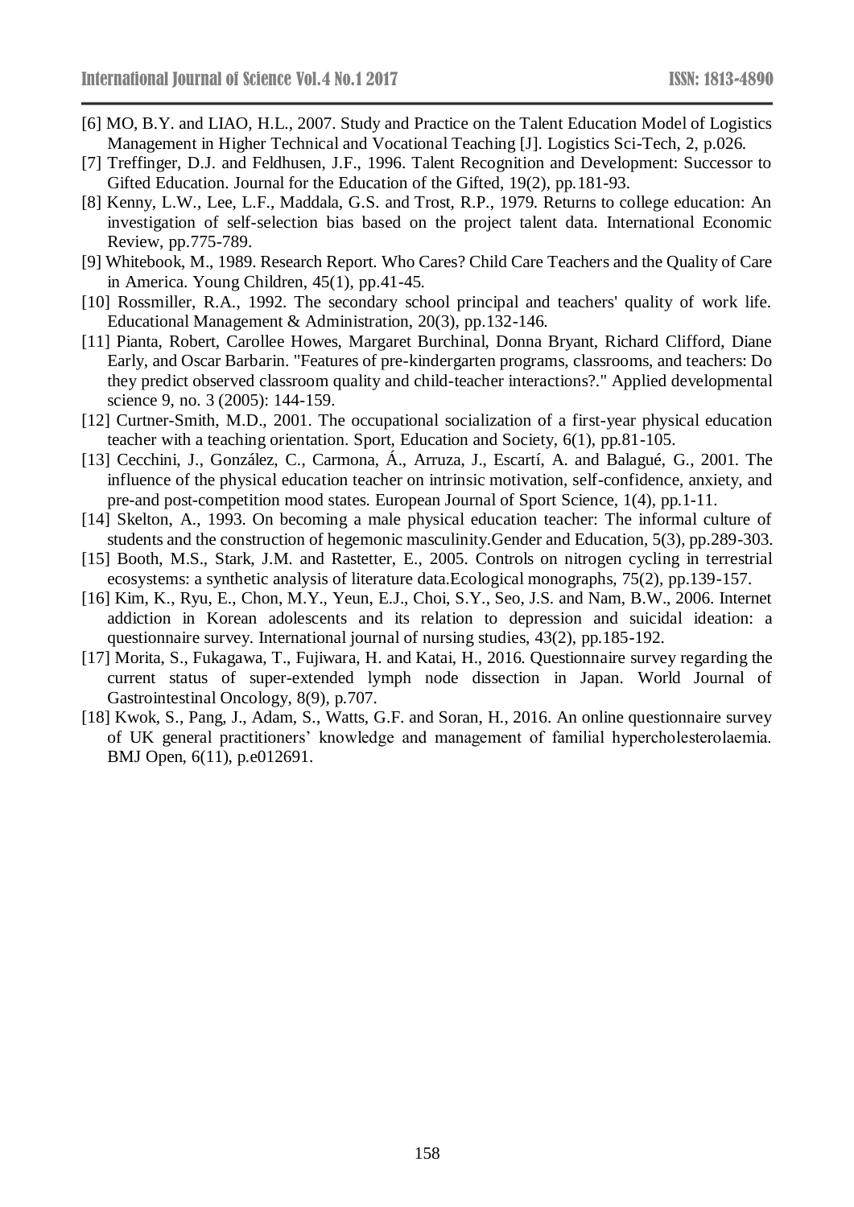[6] MO, B.Y. and LIAO, H.L., 2007. Study and Practice on the Talent Education Model of Logistics Management in Higher Technical and Vocational Teaching [J]. Logistics Sci-Tech, 2, p.026.

[7] Treffinger, D.J. and Feldhusen, J.F., 1996. Talent Recognition and Development: Successor to Gifted Education. Journal for the Education of the Gifted, 19(2), pp.181-93.

[8] Kenny, L.W., Lee, L.F., Maddala, G.S. and Trost, R.P., 1979. Returns to college education: An investigation of self-selection bias based on the project talent data. International Economic Review, pp.775-789.

[9] Whitebook, M., 1989. Research Report. Who Cares? Child Care Teachers and the Quality of Care in America. Young Children, 45(1), pp.41-45.

[10] Rossmiller, R.A., 1992. The secondary school principal and teachers' quality of work life. Educational Management & Administration, 20(3), pp.132-146.

[11] Pianta, Robert, Carollee Howes, Margaret Burchinal, Donna Bryant, Richard Clifford, Diane Early, and Oscar Barbarin. "Features of pre-kindergarten programs, classrooms, and teachers: Do they predict observed classroom quality and child-teacher interactions?." Applied developmental science 9, no. 3 (2005): 144-159.

[12] Curtner-Smith, M.D., 2001. The occupational socialization of a first-year physical education teacher with a teaching orientation. Sport, Education and Society, 6(1), pp.81-105.

[13] Cecchini, J., González, C., Carmona, Á., Arruza, J., Escartí, A. and Balagué, G., 2001. The influence of the physical education teacher on intrinsic motivation, self-confidence, anxiety, and pre-and post-competition mood states. European Journal of Sport Science, 1(4), pp.1-11.

[14] Skelton, A., 1993. On becoming a male physical education teacher: The informal culture of students and the construction of hegemonic masculinity.Gender and Education, 5(3), pp.289-303.

[15] Booth, M.S., Stark, J.M. and Rastetter, E., 2005. Controls on nitrogen cycling in terrestrial ecosystems: a synthetic analysis of literature data.Ecological monographs, 75(2), pp.139-157.

[16] Kim, K., Ryu, E., Chon, M.Y., Yeun, E.J., Choi, S.Y., Seo, J.S. and Nam, B.W., 2006. Internet addiction in Korean adolescents and its relation to depression and suicidal ideation: a questionnaire survey. International journal of nursing studies, 43(2), pp.185-192.

[17] Morita, S., Fukagawa, T., Fujiwara, H. and Katai, H., 2016. Questionnaire survey regarding the current status of super-extended lymph node dissection in Japan. World Journal of Gastrointestinal Oncology, 8(9), p.707.

[18] Kwok, S., Pang, J., Adam, S., Watts, G.F. and Soran, H., 2016. An online questionnaire survey of UK general practitioners' knowledge and management of familial hypercholesterolaemia. BMJ Open, 6(11), p.e012691.